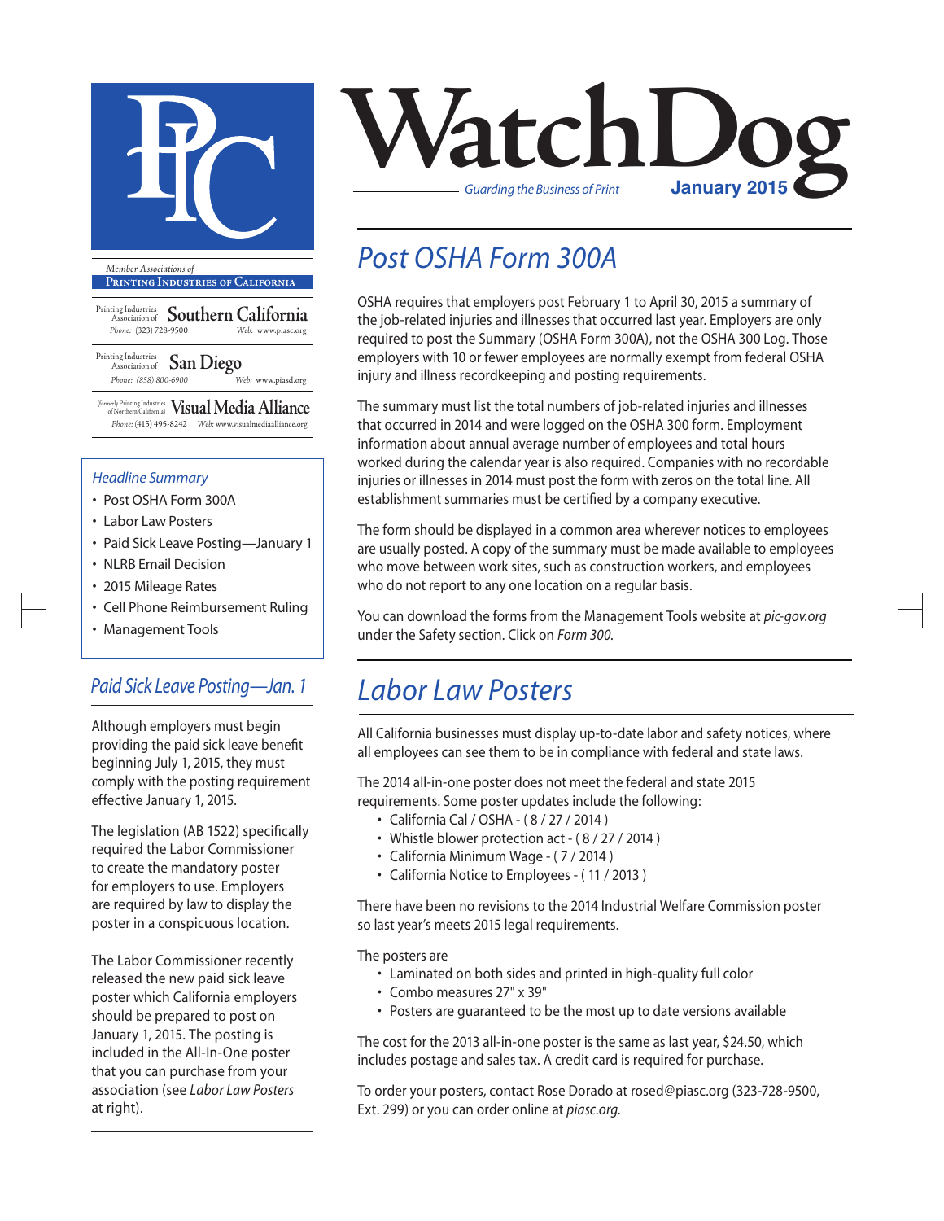# WatchDog

*Guarding the Business of Print* **January 2015**

PIC

*Member Associations of*
**Printing Industries of California**

Printing Industries Association of **Southern California**
*Phone:* (323) 728-9500 *Web:* www.piasc.org

Printing Industries Association of **San Diego**
*Phone:* (858) 800-6900 *Web:* www.piasd.org

(formerly Printing Industries of Northern California) **Visual Media Alliance**
*Phone:* (415) 495-8242 *Web:* www.visualmediaalliance.org

*Headline Summary*

- Post OSHA Form 300A
- Labor Law Posters
- Paid Sick Leave Posting—January 1
- NLRB Email Decision
- 2015 Mileage Rates
- Cell Phone Reimbursement Ruling
- Management Tools

## Paid Sick Leave Posting—Jan. 1

Although employers must begin providing the paid sick leave benefit beginning July 1, 2015, they must comply with the posting requirement effective January 1, 2015.

The legislation (AB 1522) specifically required the Labor Commissioner to create the mandatory poster for employers to use. Employers are required by law to display the poster in a conspicuous location.

The Labor Commissioner recently released the new paid sick leave poster which California employers should be prepared to post on January 1, 2015. The posting is included in the All-In-One poster that you can purchase from your association (see *Labor Law Posters* at right).

## Post OSHA Form 300A

OSHA requires that employers post February 1 to April 30, 2015 a summary of the job-related injuries and illnesses that occurred last year. Employers are only required to post the Summary (OSHA Form 300A), not the OSHA 300 Log. Those employers with 10 or fewer employees are normally exempt from federal OSHA injury and illness recordkeeping and posting requirements.

The summary must list the total numbers of job-related injuries and illnesses that occurred in 2014 and were logged on the OSHA 300 form. Employment information about annual average number of employees and total hours worked during the calendar year is also required. Companies with no recordable injuries or illnesses in 2014 must post the form with zeros on the total line. All establishment summaries must be certified by a company executive.

The form should be displayed in a common area wherever notices to employees are usually posted. A copy of the summary must be made available to employees who move between work sites, such as construction workers, and employees who do not report to any one location on a regular basis.

You can download the forms from the Management Tools website at *pic-gov.org* under the Safety section. Click on *Form 300.*

## Labor Law Posters

All California businesses must display up-to-date labor and safety notices, where all employees can see them to be in compliance with federal and state laws.

The 2014 all-in-one poster does not meet the federal and state 2015 requirements. Some poster updates include the following:

- California Cal / OSHA - ( 8 / 27 / 2014 )
- Whistle blower protection act - ( 8 / 27 / 2014 )
- California Minimum Wage - ( 7 / 2014 )
- California Notice to Employees - ( 11 / 2013 )

There have been no revisions to the 2014 Industrial Welfare Commission poster so last year's meets 2015 legal requirements.

The posters are

- Laminated on both sides and printed in high-quality full color
- Combo measures 27" x 39"
- Posters are guaranteed to be the most up to date versions available

The cost for the 2013 all-in-one poster is the same as last year, $24.50, which includes postage and sales tax. A credit card is required for purchase.

To order your posters, contact Rose Dorado at rosed@piasc.org (323-728-9500, Ext. 299) or you can order online at *piasc.org.*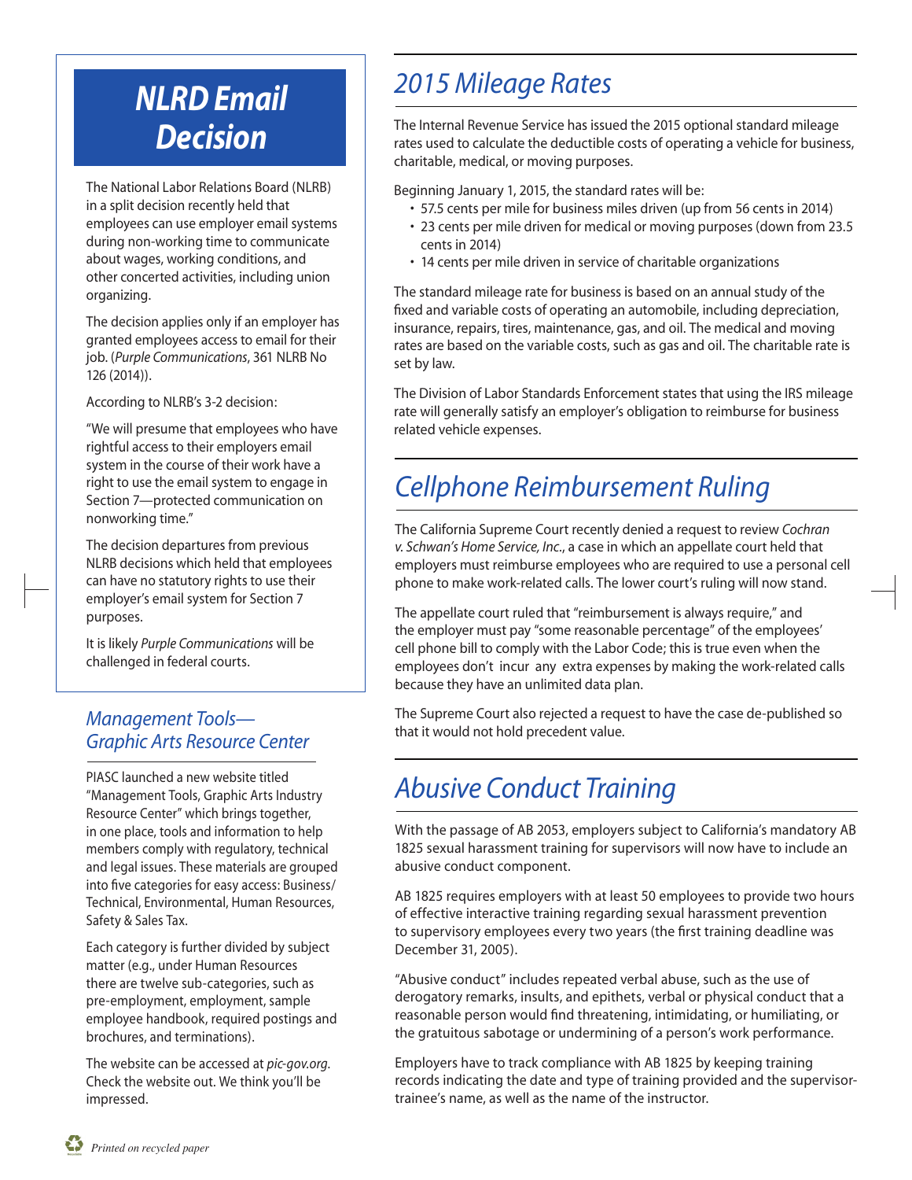## *NLRD Email Decision*

The National Labor Relations Board (NLRB) in a split decision recently held that employees can use employer email systems during non-working time to communicate about wages, working conditions, and other concerted activities, including union organizing.

The decision applies only if an employer has granted employees access to email for their job. (*Purple Communications*, 361 NLRB No 126 (2014)).

According to NLRB's 3-2 decision:

"We will presume that employees who have rightful access to their employers email system in the course of their work have a right to use the email system to engage in Section 7—protected communication on nonworking time."

The decision departures from previous NLRB decisions which held that employees can have no statutory rights to use their employer's email system for Section 7 purposes.

It is likely *Purple Communications* will be challenged in federal courts.

### *Management Tools— Graphic Arts Resource Center*

PIASC launched a new website titled "Management Tools, Graphic Arts Industry Resource Center" which brings together, in one place, tools and information to help members comply with regulatory, technical and legal issues. These materials are grouped into five categories for easy access: Business/ Technical, Environmental, Human Resources, Safety & Sales Tax.

Each category is further divided by subject matter (e.g., under Human Resources there are twelve sub-categories, such as pre-employment, employment, sample employee handbook, required postings and brochures, and terminations).

The website can be accessed at *pic-gov.org*. Check the website out. We think you'll be impressed.

## *2015 Mileage Rates*

The Internal Revenue Service has issued the 2015 optional standard mileage rates used to calculate the deductible costs of operating a vehicle for business, charitable, medical, or moving purposes.

Beginning January 1, 2015, the standard rates will be:

- 57.5 cents per mile for business miles driven (up from 56 cents in 2014)
- 23 cents per mile driven for medical or moving purposes (down from 23.5 cents in 2014)
- 14 cents per mile driven in service of charitable organizations

The standard mileage rate for business is based on an annual study of the fixed and variable costs of operating an automobile, including depreciation, insurance, repairs, tires, maintenance, gas, and oil. The medical and moving rates are based on the variable costs, such as gas and oil. The charitable rate is set by law.

The Division of Labor Standards Enforcement states that using the IRS mileage rate will generally satisfy an employer's obligation to reimburse for business related vehicle expenses.

## *Cellphone Reimbursement Ruling*

The California Supreme Court recently denied a request to review *Cochran v. Schwan's Home Service, Inc.*, a case in which an appellate court held that employers must reimburse employees who are required to use a personal cell phone to make work-related calls. The lower court's ruling will now stand.

The appellate court ruled that "reimbursement is always require," and the employer must pay "some reasonable percentage" of the employees' cell phone bill to comply with the Labor Code; this is true even when the employees don't incur any extra expenses by making the work-related calls because they have an unlimited data plan.

The Supreme Court also rejected a request to have the case de-published so that it would not hold precedent value.

## *Abusive Conduct Training*

With the passage of AB 2053, employers subject to California's mandatory AB 1825 sexual harassment training for supervisors will now have to include an abusive conduct component.

AB 1825 requires employers with at least 50 employees to provide two hours of effective interactive training regarding sexual harassment prevention to supervisory employees every two years (the first training deadline was December 31, 2005).

"Abusive conduct" includes repeated verbal abuse, such as the use of derogatory remarks, insults, and epithets, verbal or physical conduct that a reasonable person would find threatening, intimidating, or humiliating, or the gratuitous sabotage or undermining of a person's work performance.

Employers have to track compliance with AB 1825 by keeping training records indicating the date and type of training provided and the supervisor-trainee's name, as well as the name of the instructor.

*Printed on recycled paper*